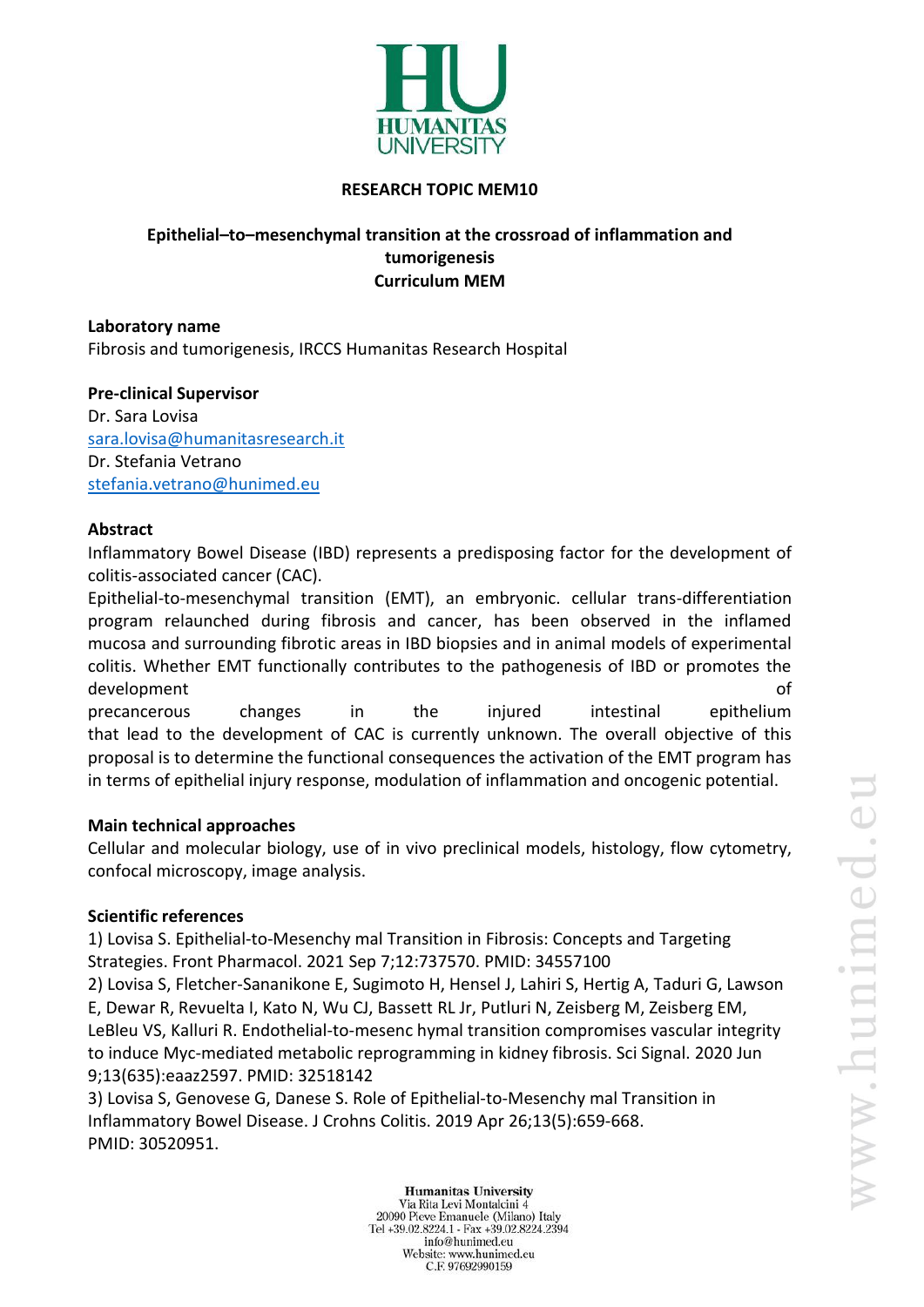**RESEARCH TOPIC MEM10**

# Epithelial–to–mesenchymal transition at the crossroad of inflammation and tumorigenesis

**Curriculum MEM**

**Laboratory name**

Fibrosis and tumorigenesis, IRCCS Humanitas Research Hospital

**Pre-clinical Supervisor**

Dr. Sara Lovisa
sara.lovisa@humanitasresearch.it
Dr. Stefania Vetrano
stefania.vetrano@hunimed.eu

**Abstract**

Inflammatory Bowel Disease (IBD) represents a predisposing factor for the development of colitis-associated cancer (CAC).

Epithelial-to-mesenchymal transition (EMT), an embryonic. cellular trans-differentiation program relaunched during fibrosis and cancer, has been observed in the inflamed mucosa and surrounding fibrotic areas in IBD biopsies and in animal models of experimental colitis. Whether EMT functionally contributes to the pathogenesis of IBD or promotes the development of precancerous changes in the injured intestinal epithelium that lead to the development of CAC is currently unknown. The overall objective of this proposal is to determine the functional consequences the activation of the EMT program has in terms of epithelial injury response, modulation of inflammation and oncogenic potential.

**Main technical approaches**

Cellular and molecular biology, use of in vivo preclinical models, histology, flow cytometry, confocal microscopy, image analysis.

**Scientific references**

1) Lovisa S. Epithelial-to-Mesenchy mal Transition in Fibrosis: Concepts and Targeting Strategies. Front Pharmacol. 2021 Sep 7;12:737570. PMID: 34557100
2) Lovisa S, Fletcher-Sananikone E, Sugimoto H, Hensel J, Lahiri S, Hertig A, Taduri G, Lawson E, Dewar R, Revuelta I, Kato N, Wu CJ, Bassett RL Jr, Putluri N, Zeisberg M, Zeisberg EM, LeBleu VS, Kalluri R. Endothelial-to-mesenc hymal transition compromises vascular integrity to induce Myc-mediated metabolic reprogramming in kidney fibrosis. Sci Signal. 2020 Jun 9;13(635):eaaz2597. PMID: 32518142
3) Lovisa S, Genovese G, Danese S. Role of Epithelial-to-Mesenchy mal Transition in Inflammatory Bowel Disease. J Crohns Colitis. 2019 Apr 26;13(5):659-668. PMID: 30520951.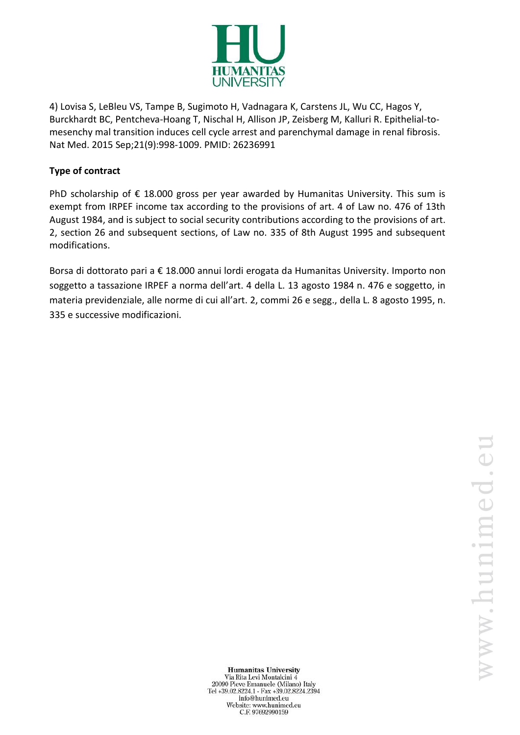4) Lovisa S, LeBleu VS, Tampe B, Sugimoto H, Vadnagara K, Carstens JL, Wu CC, Hagos Y, Burckhardt BC, Pentcheva-Hoang T, Nischal H, Allison JP, Zeisberg M, Kalluri R. Epithelial-to-mesenchy mal transition induces cell cycle arrest and parenchymal damage in renal fibrosis. Nat Med. 2015 Sep;21(9):998-1009. PMID: 26236991

**Type of contract**

PhD scholarship of € 18.000 gross per year awarded by Humanitas University. This sum is exempt from IRPEF income tax according to the provisions of art. 4 of Law no. 476 of 13th August 1984, and is subject to social security contributions according to the provisions of art. 2, section 26 and subsequent sections, of Law no. 335 of 8th August 1995 and subsequent modifications.

Borsa di dottorato pari a € 18.000 annui lordi erogata da Humanitas University. Importo non soggetto a tassazione IRPEF a norma dell'art. 4 della L. 13 agosto 1984 n. 476 e soggetto, in materia previdenziale, alle norme di cui all'art. 2, commi 26 e segg., della L. 8 agosto 1995, n. 335 e successive modificazioni.